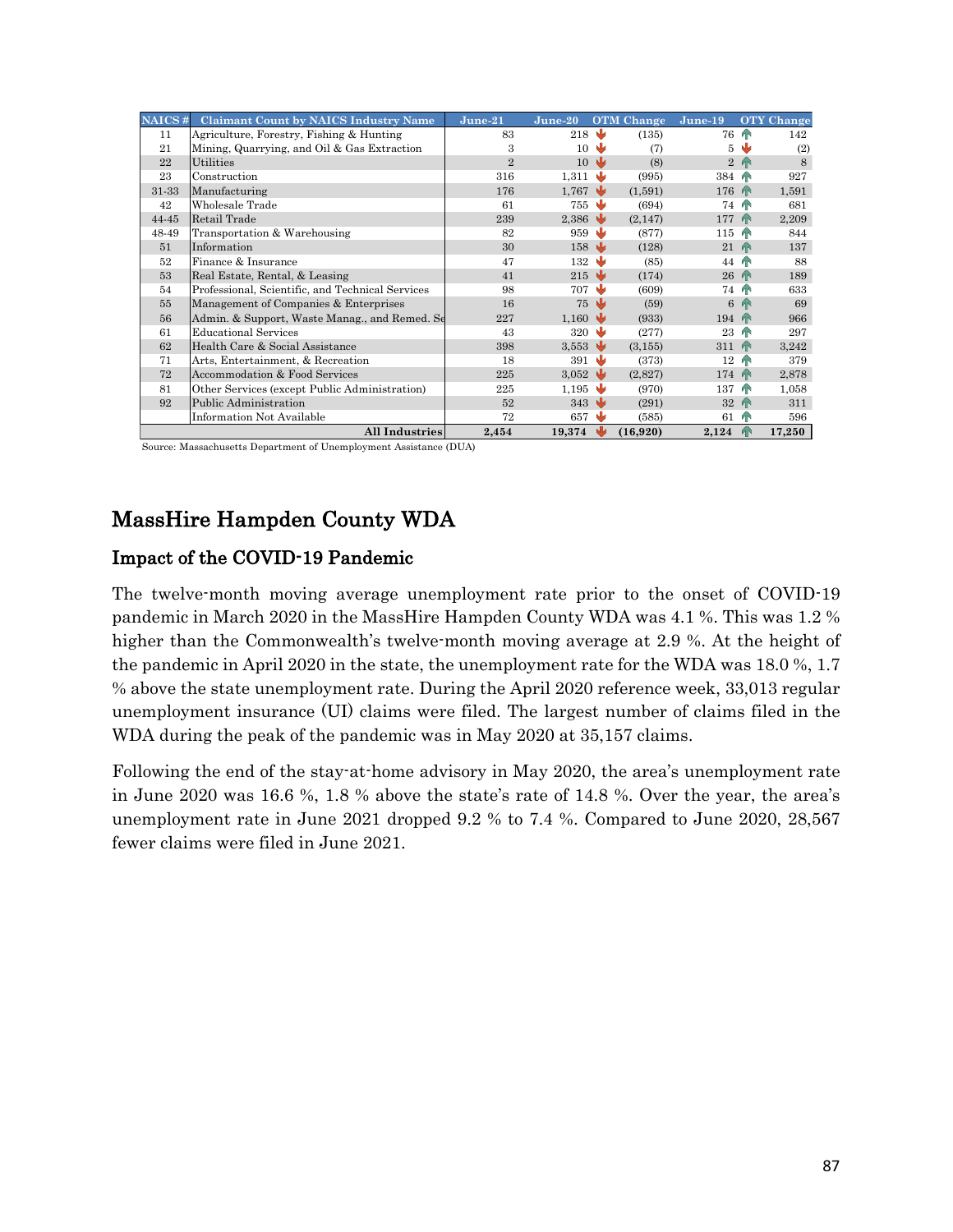| NAICS # | Claimant Count by NAICS Industry Name | June-21 | June-20 | OTM Change | June-19 | OTY Change |
|---|---|---|---|---|---|---|
| 11 | Agriculture, Forestry, Fishing & Hunting | 83 | 218 | (135) | 76 | 142 |
| 21 | Mining, Quarrying, and Oil & Gas Extraction | 3 | 10 | (7) | 5 | (2) |
| 22 | Utilities | 2 | 10 | (8) | 2 | 8 |
| 23 | Construction | 316 | 1,311 | (995) | 384 | 927 |
| 31-33 | Manufacturing | 176 | 1,767 | (1,591) | 176 | 1,591 |
| 42 | Wholesale Trade | 61 | 755 | (694) | 74 | 681 |
| 44-45 | Retail Trade | 239 | 2,386 | (2,147) | 177 | 2,209 |
| 48-49 | Transportation & Warehousing | 82 | 959 | (877) | 115 | 844 |
| 51 | Information | 30 | 158 | (128) | 21 | 137 |
| 52 | Finance & Insurance | 47 | 132 | (85) | 44 | 88 |
| 53 | Real Estate, Rental, & Leasing | 41 | 215 | (174) | 26 | 189 |
| 54 | Professional, Scientific, and Technical Services | 98 | 707 | (609) | 74 | 633 |
| 55 | Management of Companies & Enterprises | 16 | 75 | (59) | 6 | 69 |
| 56 | Admin. & Support, Waste Manag., and Remed. Se | 227 | 1,160 | (933) | 194 | 966 |
| 61 | Educational Services | 43 | 320 | (277) | 23 | 297 |
| 62 | Health Care & Social Assistance | 398 | 3,553 | (3,155) | 311 | 3,242 |
| 71 | Arts, Entertainment, & Recreation | 18 | 391 | (373) | 12 | 379 |
| 72 | Accommodation & Food Services | 225 | 3,052 | (2,827) | 174 | 2,878 |
| 81 | Other Services (except Public Administration) | 225 | 1,195 | (970) | 137 | 1,058 |
| 92 | Public Administration | 52 | 343 | (291) | 32 | 311 |
| | Information Not Available | 72 | 657 | (585) | 61 | 596 |
| | **All Industries** | **2,454** | **19,374** | **(16,920)** | **2,124** | **17,250** |

Source: Massachusetts Department of Unemployment Assistance (DUA)

## MassHire Hampden County WDA

### Impact of the COVID-19 Pandemic

The twelve-month moving average unemployment rate prior to the onset of COVID-19 pandemic in March 2020 in the MassHire Hampden County WDA was 4.1 %. This was 1.2 % higher than the Commonwealth's twelve-month moving average at 2.9 %. At the height of the pandemic in April 2020 in the state, the unemployment rate for the WDA was 18.0 %, 1.7 % above the state unemployment rate. During the April 2020 reference week, 33,013 regular unemployment insurance (UI) claims were filed. The largest number of claims filed in the WDA during the peak of the pandemic was in May 2020 at 35,157 claims.

Following the end of the stay-at-home advisory in May 2020, the area's unemployment rate in June 2020 was 16.6 %, 1.8 % above the state's rate of 14.8 %. Over the year, the area's unemployment rate in June 2021 dropped 9.2 % to 7.4 %. Compared to June 2020, 28,567 fewer claims were filed in June 2021.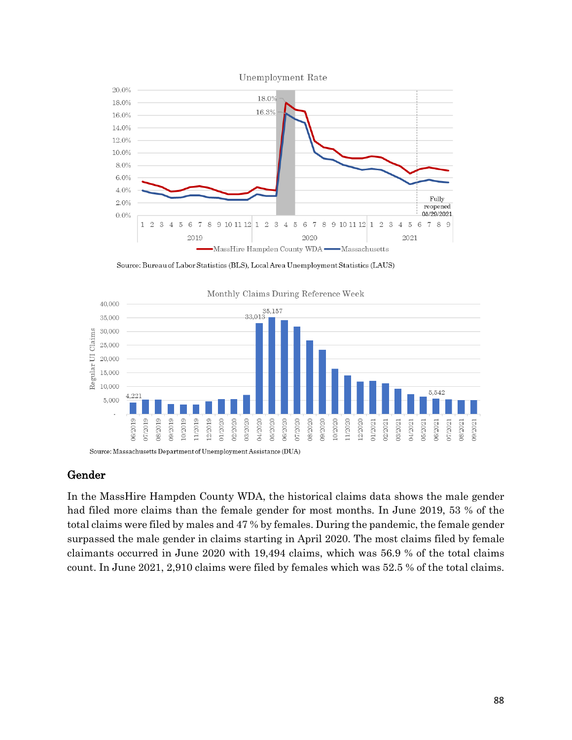Source: Bureau of Labor Statistics (BLS), Local Area Unemployment Statistics (LAUS)

Source: Massachusetts Department of Unemployment Assistance (DUA)

## Gender

In the MassHire Hampden County WDA, the historical claims data shows the male gender had filed more claims than the female gender for most months. In June 2019, 53 % of the total claims were filed by males and 47 % by females. During the pandemic, the female gender surpassed the male gender in claims starting in April 2020. The most claims filed by female claimants occurred in June 2020 with 19,494 claims, which was 56.9 % of the total claims count. In June 2021, 2,910 claims were filed by females which was 52.5 % of the total claims.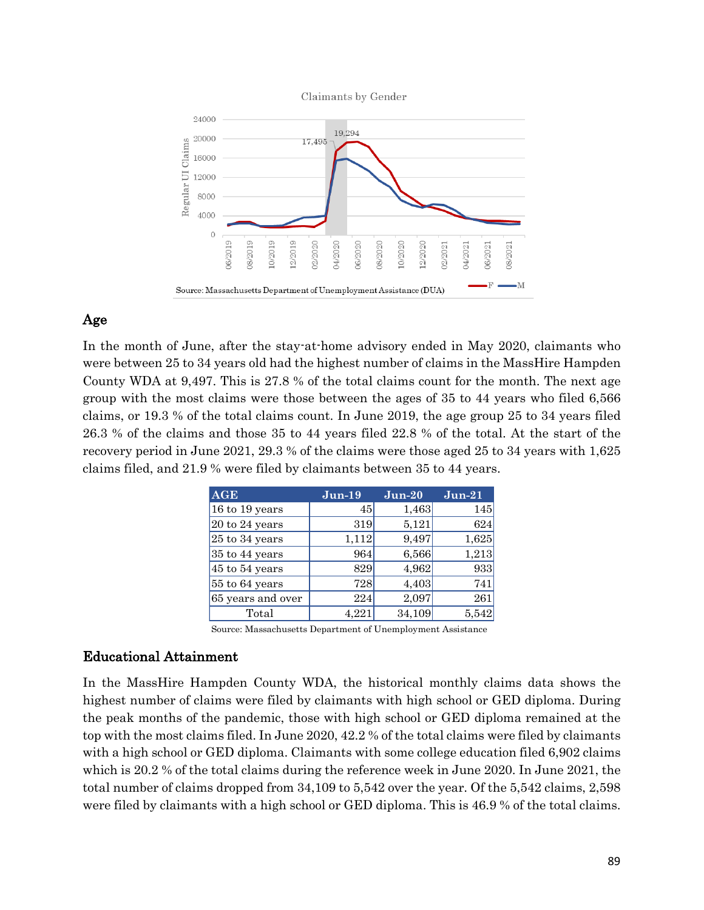Claimants by Gender

Source: Massachusetts Department of Unemployment Assistance (DUA)

## Age

In the month of June, after the stay-at-home advisory ended in May 2020, claimants who were between 25 to 34 years old had the highest number of claims in the MassHire Hampden County WDA at 9,497. This is 27.8 % of the total claims count for the month. The next age group with the most claims were those between the ages of 35 to 44 years who filed 6,566 claims, or 19.3 % of the total claims count. In June 2019, the age group 25 to 34 years filed 26.3 % of the claims and those 35 to 44 years filed 22.8 % of the total. At the start of the recovery period in June 2021, 29.3 % of the claims were those aged 25 to 34 years with 1,625 claims filed, and 21.9 % were filed by claimants between 35 to 44 years.

| AGE | Jun-19 | Jun-20 | Jun-21 |
|---|---|---|---|
| 16 to 19 years | 45 | 1,463 | 145 |
| 20 to 24 years | 319 | 5,121 | 624 |
| 25 to 34 years | 1,112 | 9,497 | 1,625 |
| 35 to 44 years | 964 | 6,566 | 1,213 |
| 45 to 54 years | 829 | 4,962 | 933 |
| 55 to 64 years | 728 | 4,403 | 741 |
| 65 years and over | 224 | 2,097 | 261 |
| Total | 4,221 | 34,109 | 5,542 |

Source: Massachusetts Department of Unemployment Assistance

## Educational Attainment

In the MassHire Hampden County WDA, the historical monthly claims data shows the highest number of claims were filed by claimants with high school or GED diploma. During the peak months of the pandemic, those with high school or GED diploma remained at the top with the most claims filed. In June 2020, 42.2 % of the total claims were filed by claimants with a high school or GED diploma. Claimants with some college education filed 6,902 claims which is 20.2 % of the total claims during the reference week in June 2020. In June 2021, the total number of claims dropped from 34,109 to 5,542 over the year. Of the 5,542 claims, 2,598 were filed by claimants with a high school or GED diploma. This is 46.9 % of the total claims.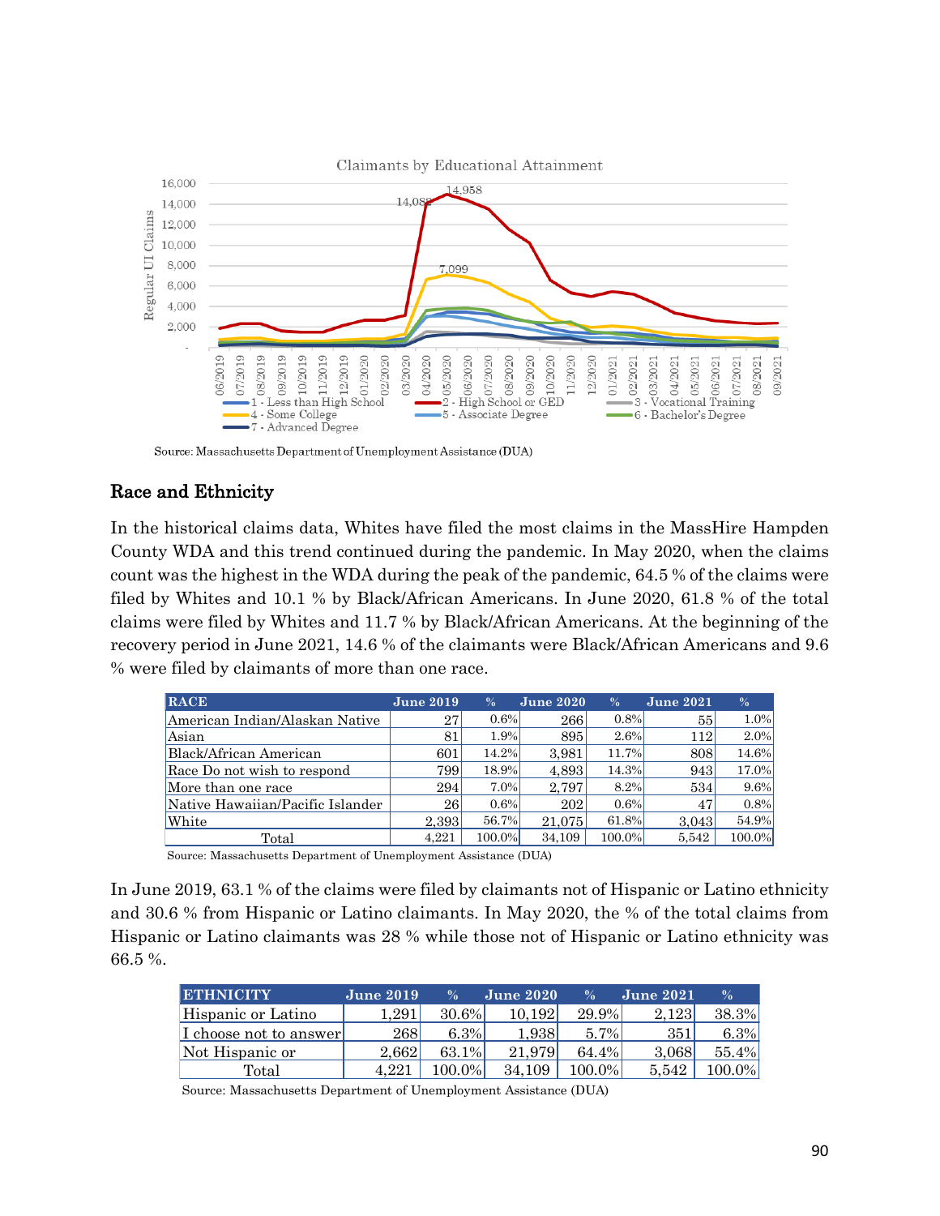Claimants by Educational Attainment

Source: Massachusetts Department of Unemployment Assistance (DUA)

## Race and Ethnicity

In the historical claims data, Whites have filed the most claims in the MassHire Hampden County WDA and this trend continued during the pandemic. In May 2020, when the claims count was the highest in the WDA during the peak of the pandemic, 64.5 % of the claims were filed by Whites and 10.1 % by Black/African Americans. In June 2020, 61.8 % of the total claims were filed by Whites and 11.7 % by Black/African Americans. At the beginning of the recovery period in June 2021, 14.6 % of the claimants were Black/African Americans and 9.6 % were filed by claimants of more than one race.

| RACE | June 2019 | % | June 2020 | % | June 2021 | % |
|---|---|---|---|---|---|---|
| American Indian/Alaskan Native | 27 | 0.6% | 266 | 0.8% | 55 | 1.0% |
| Asian | 81 | 1.9% | 895 | 2.6% | 112 | 2.0% |
| Black/African American | 601 | 14.2% | 3,981 | 11.7% | 808 | 14.6% |
| Race Do not wish to respond | 799 | 18.9% | 4,893 | 14.3% | 943 | 17.0% |
| More than one race | 294 | 7.0% | 2,797 | 8.2% | 534 | 9.6% |
| Native Hawaiian/Pacific Islander | 26 | 0.6% | 202 | 0.6% | 47 | 0.8% |
| White | 2,393 | 56.7% | 21,075 | 61.8% | 3,043 | 54.9% |
| Total | 4,221 | 100.0% | 34,109 | 100.0% | 5,542 | 100.0% |

Source: Massachusetts Department of Unemployment Assistance (DUA)

In June 2019, 63.1 % of the claims were filed by claimants not of Hispanic or Latino ethnicity and 30.6 % from Hispanic or Latino claimants. In May 2020, the % of the total claims from Hispanic or Latino claimants was 28 % while those not of Hispanic or Latino ethnicity was 66.5 %.

| ETHNICITY | June 2019 | % | June 2020 | % | June 2021 | % |
|---|---|---|---|---|---|---|
| Hispanic or Latino | 1,291 | 30.6% | 10,192 | 29.9% | 2,123 | 38.3% |
| I choose not to answer | 268 | 6.3% | 1,938 | 5.7% | 351 | 6.3% |
| Not Hispanic or | 2,662 | 63.1% | 21,979 | 64.4% | 3,068 | 55.4% |
| Total | 4,221 | 100.0% | 34,109 | 100.0% | 5,542 | 100.0% |

Source: Massachusetts Department of Unemployment Assistance (DUA)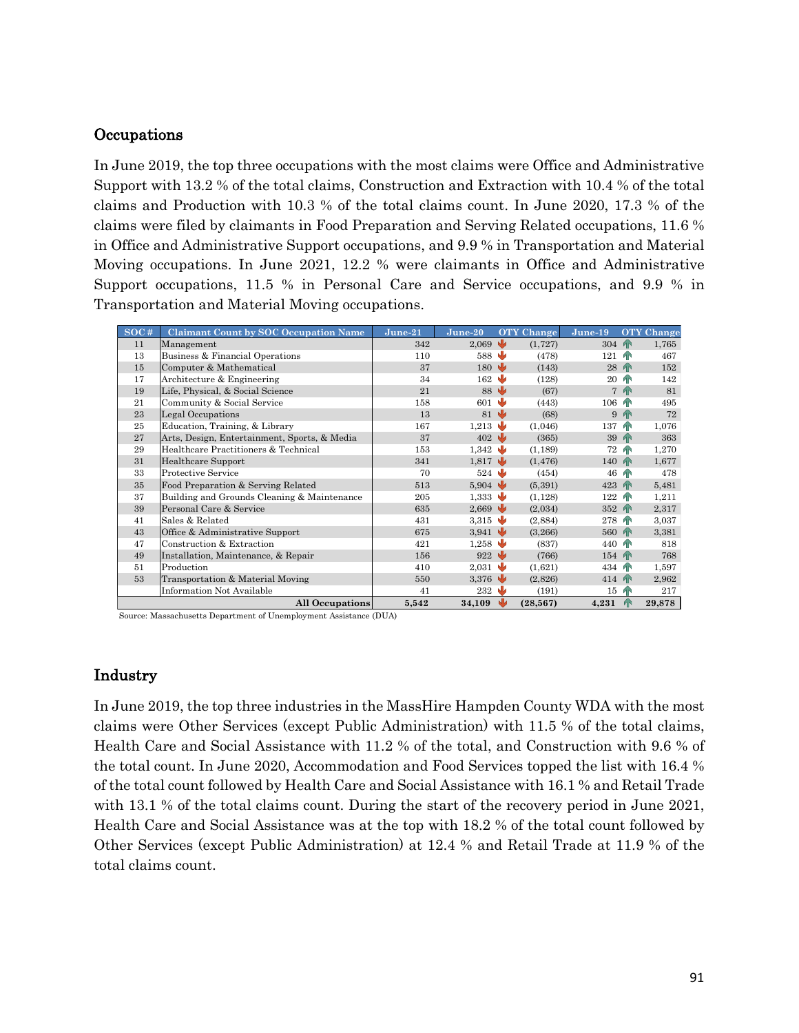## Occupations

In June 2019, the top three occupations with the most claims were Office and Administrative Support with 13.2 % of the total claims, Construction and Extraction with 10.4 % of the total claims and Production with 10.3 % of the total claims count. In June 2020, 17.3 % of the claims were filed by claimants in Food Preparation and Serving Related occupations, 11.6 % in Office and Administrative Support occupations, and 9.9 % in Transportation and Material Moving occupations. In June 2021, 12.2 % were claimants in Office and Administrative Support occupations, 11.5 % in Personal Care and Service occupations, and 9.9 % in Transportation and Material Moving occupations.

| SOC # | Claimant Count by SOC Occupation Name | June-21 | June-20 | OTY Change | June-19 | OTY Change |
|---|---|---|---|---|---|---|
| 11 | Management | 342 | 2,069 | (1,727) | 304 | 1,765 |
| 13 | Business & Financial Operations | 110 | 588 | (478) | 121 | 467 |
| 15 | Computer & Mathematical | 37 | 180 | (143) | 28 | 152 |
| 17 | Architecture & Engineering | 34 | 162 | (128) | 20 | 142 |
| 19 | Life, Physical, & Social Science | 21 | 88 | (67) | 7 | 81 |
| 21 | Community & Social Service | 158 | 601 | (443) | 106 | 495 |
| 23 | Legal Occupations | 13 | 81 | (68) | 9 | 72 |
| 25 | Education, Training, & Library | 167 | 1,213 | (1,046) | 137 | 1,076 |
| 27 | Arts, Design, Entertainment, Sports, & Media | 37 | 402 | (365) | 39 | 363 |
| 29 | Healthcare Practitioners & Technical | 153 | 1,342 | (1,189) | 72 | 1,270 |
| 31 | Healthcare Support | 341 | 1,817 | (1,476) | 140 | 1,677 |
| 33 | Protective Service | 70 | 524 | (454) | 46 | 478 |
| 35 | Food Preparation & Serving Related | 513 | 5,904 | (5,391) | 423 | 5,481 |
| 37 | Building and Grounds Cleaning & Maintenance | 205 | 1,333 | (1,128) | 122 | 1,211 |
| 39 | Personal Care & Service | 635 | 2,669 | (2,034) | 352 | 2,317 |
| 41 | Sales & Related | 431 | 3,315 | (2,884) | 278 | 3,037 |
| 43 | Office & Administrative Support | 675 | 3,941 | (3,266) | 560 | 3,381 |
| 47 | Construction & Extraction | 421 | 1,258 | (837) | 440 | 818 |
| 49 | Installation, Maintenance, & Repair | 156 | 922 | (766) | 154 | 768 |
| 51 | Production | 410 | 2,031 | (1,621) | 434 | 1,597 |
| 53 | Transportation & Material Moving | 550 | 3,376 | (2,826) | 414 | 2,962 |
| | Information Not Available | 41 | 232 | (191) | 15 | 217 |
| | **All Occupations** | **5,542** | **34,109** | **(28,567)** | **4,231** | **29,878** |

Source: Massachusetts Department of Unemployment Assistance (DUA)

## Industry

In June 2019, the top three industries in the MassHire Hampden County WDA with the most claims were Other Services (except Public Administration) with 11.5 % of the total claims, Health Care and Social Assistance with 11.2 % of the total, and Construction with 9.6 % of the total count. In June 2020, Accommodation and Food Services topped the list with 16.4 % of the total count followed by Health Care and Social Assistance with 16.1 % and Retail Trade with 13.1 % of the total claims count. During the start of the recovery period in June 2021, Health Care and Social Assistance was at the top with 18.2 % of the total count followed by Other Services (except Public Administration) at 12.4 % and Retail Trade at 11.9 % of the total claims count.